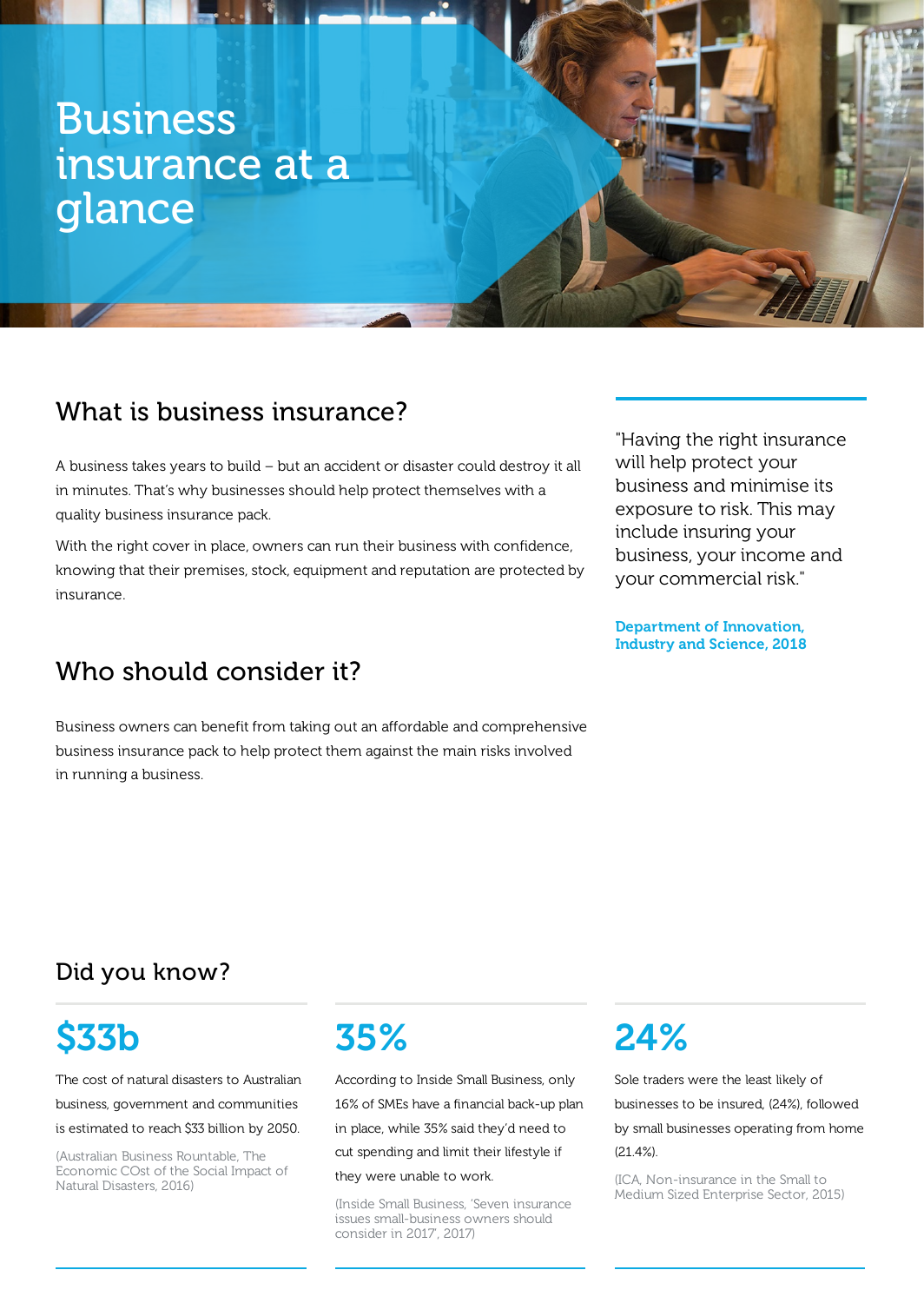# Business insurance at a glance

## What is business insurance?

A business takes years to build – but an accident or disaster could destroy it all in minutes. That's why businesses should help protect themselves with a quality business insurance pack.

With the right cover in place, owners can run their business with confidence, knowing that their premises, stock, equipment and reputation are protected by insurance.

"Having the right insurance will help protect your business and minimise its exposure to risk. This may include insuring your business, your income and your commercial risk."

**Department of Innovation, Industry and Science, 2018**

## Who should consider it?

Business owners can benefit from taking out an affordable and comprehensive business insurance pack to help protect them against the main risks involved in running a business.

## Did you know?

### $33b

The cost of natural disasters to Australian business, government and communities is estimated to reach $33 billion by 2050.

(Australian Business Rountable, The Economic COst of the Social Impact of Natural Disasters, 2016)

### 35%

According to Inside Small Business, only 16% of SMEs have a financial back-up plan in place, while 35% said they'd need to cut spending and limit their lifestyle if they were unable to work.

(Inside Small Business, 'Seven insurance issues small-business owners should consider in 2017', 2017)

### 24%

Sole traders were the least likely of businesses to be insured, (24%), followed by small businesses operating from home (21.4%).

(ICA, Non-insurance in the Small to Medium Sized Enterprise Sector, 2015)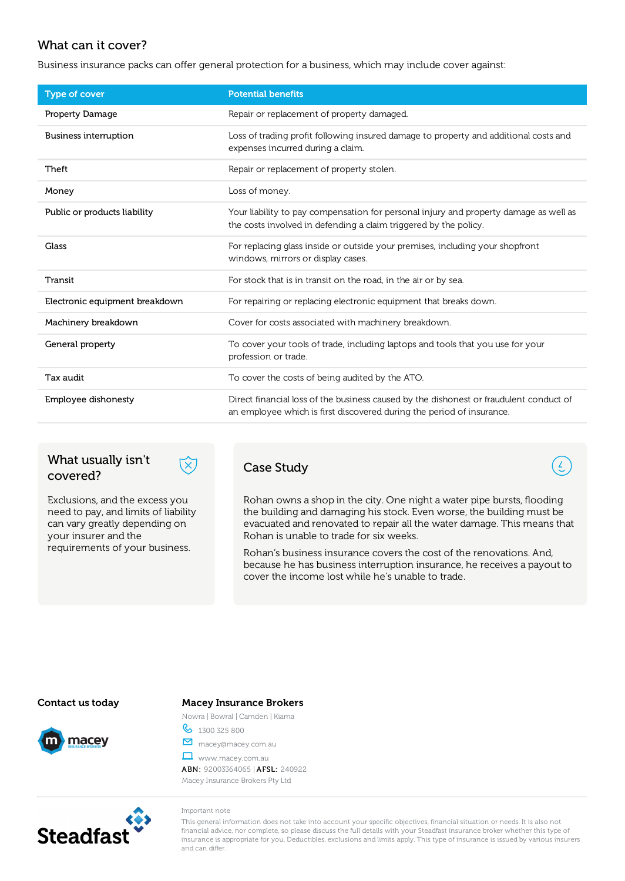## What can it cover?

Business insurance packs can offer general protection for a business, which may include cover against:

| Type of cover | Potential benefits |
|---|---|
| Property Damage | Repair or replacement of property damaged. |
| Business interruption | Loss of trading profit following insured damage to property and additional costs and expenses incurred during a claim. |
| Theft | Repair or replacement of property stolen. |
| Money | Loss of money. |
| Public or products liability | Your liability to pay compensation for personal injury and property damage as well as the costs involved in defending a claim triggered by the policy. |
| Glass | For replacing glass inside or outside your premises, including your shopfront windows, mirrors or display cases. |
| Transit | For stock that is in transit on the road, in the air or by sea. |
| Electronic equipment breakdown | For repairing or replacing electronic equipment that breaks down. |
| Machinery breakdown | Cover for costs associated with machinery breakdown. |
| General property | To cover your tools of trade, including laptops and tools that you use for your profession or trade. |
| Tax audit | To cover the costs of being audited by the ATO. |
| Employee dishonesty | Direct financial loss of the business caused by the dishonest or fraudulent conduct of an employee which is first discovered during the period of insurance. |

### What usually isn't covered?

Exclusions, and the excess you need to pay, and limits of liability can vary greatly depending on your insurer and the requirements of your business.

### Case Study

Rohan owns a shop in the city. One night a water pipe bursts, flooding the building and damaging his stock. Even worse, the building must be evacuated and renovated to repair all the water damage. This means that Rohan is unable to trade for six weeks.

Rohan's business insurance covers the cost of the renovations. And, because he has business interruption insurance, he receives a payout to cover the income lost while he's unable to trade.

**Contact us today**

**Macey Insurance Brokers**

Nowra | Bowral | Camden | Kiama

1300 325 800

macey@macey.com.au

www.macey.com.au

**ABN:** 92003364065 | **AFSL:** 240922

Macey Insurance Brokers Pty Ltd

Steadfast

Important note

This general information does not take into account your specific objectives, financial situation or needs. It is also not financial advice, nor complete, so please discuss the full details with your Steadfast insurance broker whether this type of insurance is appropriate for you. Deductibles, exclusions and limits apply. This type of insurance is issued by various insurers and can differ.